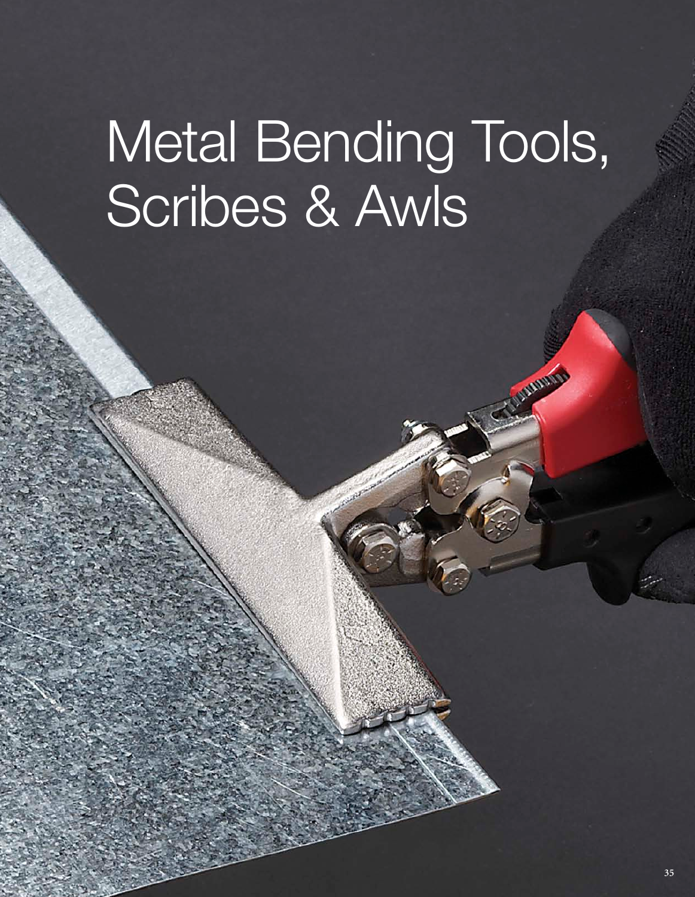# Metal Bending Tools, Scribes & Awls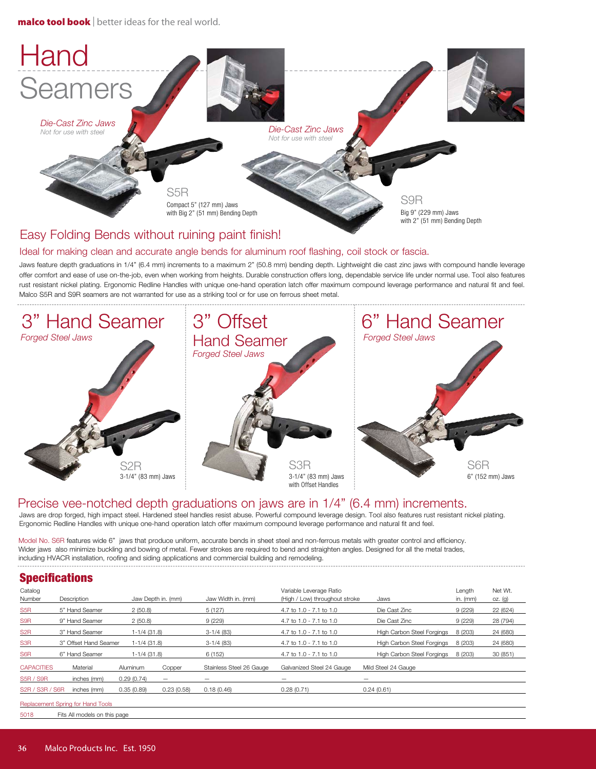# Hand Seamers

*Die-Cast Zinc Jaws*
*Not for use with steel*

S5R
Compact 5" (127 mm) Jaws with Big 2" (51 mm) Bending Depth

*Die-Cast Zinc Jaws*
*Not for use with steel*

S9R
Big 9" (229 mm) Jaws with 2" (51 mm) Bending Depth

## Easy Folding Bends without ruining paint finish!

### Ideal for making clean and accurate angle bends for aluminum roof flashing, coil stock or fascia.

Jaws feature depth graduations in 1/4" (6.4 mm) increments to a maximum 2" (50.8 mm) bending depth. Lightweight die cast zinc jaws with compound handle leverage offer comfort and ease of use on-the-job, even when working from heights. Durable construction offers long, dependable service life under normal use. Tool also features rust resistant nickel plating. Ergonomic Redline Handles with unique one-hand operation latch offer maximum compound leverage performance and natural fit and feel. Malco S5R and S9R seamers are not warranted for use as a striking tool or for use on ferrous sheet metal.

## 3" Hand Seamer

*Forged Steel Jaws*

S2R
3-1/4" (83 mm) Jaws

## 3" Offset Hand Seamer

*Forged Steel Jaws*

S3R
3-1/4" (83 mm) Jaws with Offset Handles

## 6" Hand Seamer

*Forged Steel Jaws*

S6R
6" (152 mm) Jaws

## Precise vee-notched depth graduations on jaws are in 1/4" (6.4 mm) increments.

Jaws are drop forged, high impact steel. Hardened steel handles resist abuse. Powerful compound leverage design. Tool also features rust resistant nickel plating. Ergonomic Redline Handles with unique one-hand operation latch offer maximum compound leverage performance and natural fit and feel.

Model No. S6R features wide 6" jaws that produce uniform, accurate bends in sheet steel and non-ferrous metals with greater control and efficiency. Wider jaws also minimize buckling and bowing of metal. Fewer strokes are required to bend and straighten angles. Designed for all the metal trades, including HVACR installation, roofing and siding applications and commercial building and remodeling.

## Specifications

| Catalog Number | Description | Jaw Depth in. (mm) | Jaw Width in. (mm) | Variable Leverage Ratio (High / Low) throughout stroke | Jaws | Length in. (mm) | Net Wt. oz. (g) |
|---|---|---|---|---|---|---|---|
| S5R | 5" Hand Seamer | 2 (50.8) | 5 (127) | 4.7 to 1.0 - 7.1 to 1.0 | Die Cast Zinc | 9 (229) | 22 (624) |
| S9R | 9" Hand Seamer | 2 (50.8) | 9 (229) | 4.7 to 1.0 - 7.1 to 1.0 | Die Cast Zinc | 9 (229) | 28 (794) |
| S2R | 3" Hand Seamer | 1-1/4 (31.8) | 3-1/4 (83) | 4.7 to 1.0 - 7.1 to 1.0 | High Carbon Steel Forgings | 8 (203) | 24 (680) |
| S3R | 3" Offset Hand Seamer | 1-1/4 (31.8) | 3-1/4 (83) | 4.7 to 1.0 - 7.1 to 1.0 | High Carbon Steel Forgings | 8 (203) | 24 (680) |
| S6R | 6" Hand Seamer | 1-1/4 (31.8) | 6 (152) | 4.7 to 1.0 - 7.1 to 1.0 | High Carbon Steel Forgings | 8 (203) | 30 (851) |

| CAPACITIES | Material | Aluminum | Copper | Stainless Steel 26 Gauge | Galvanized Steel 24 Gauge | Mild Steel 24 Gauge |
|---|---|---|---|---|---|---|
| S5R / S9R | inches (mm) | 0.29 (0.74) | — | — | — | — |
| S2R / S3R / S6R | inches (mm) | 0.35 (0.89) | 0.23 (0.58) | 0.18 (0.46) | 0.28 (0.71) | 0.24 (0.61) |

| Replacement Spring for Hand Tools | |
|---|---|
| 5018 | Fits All models on this page |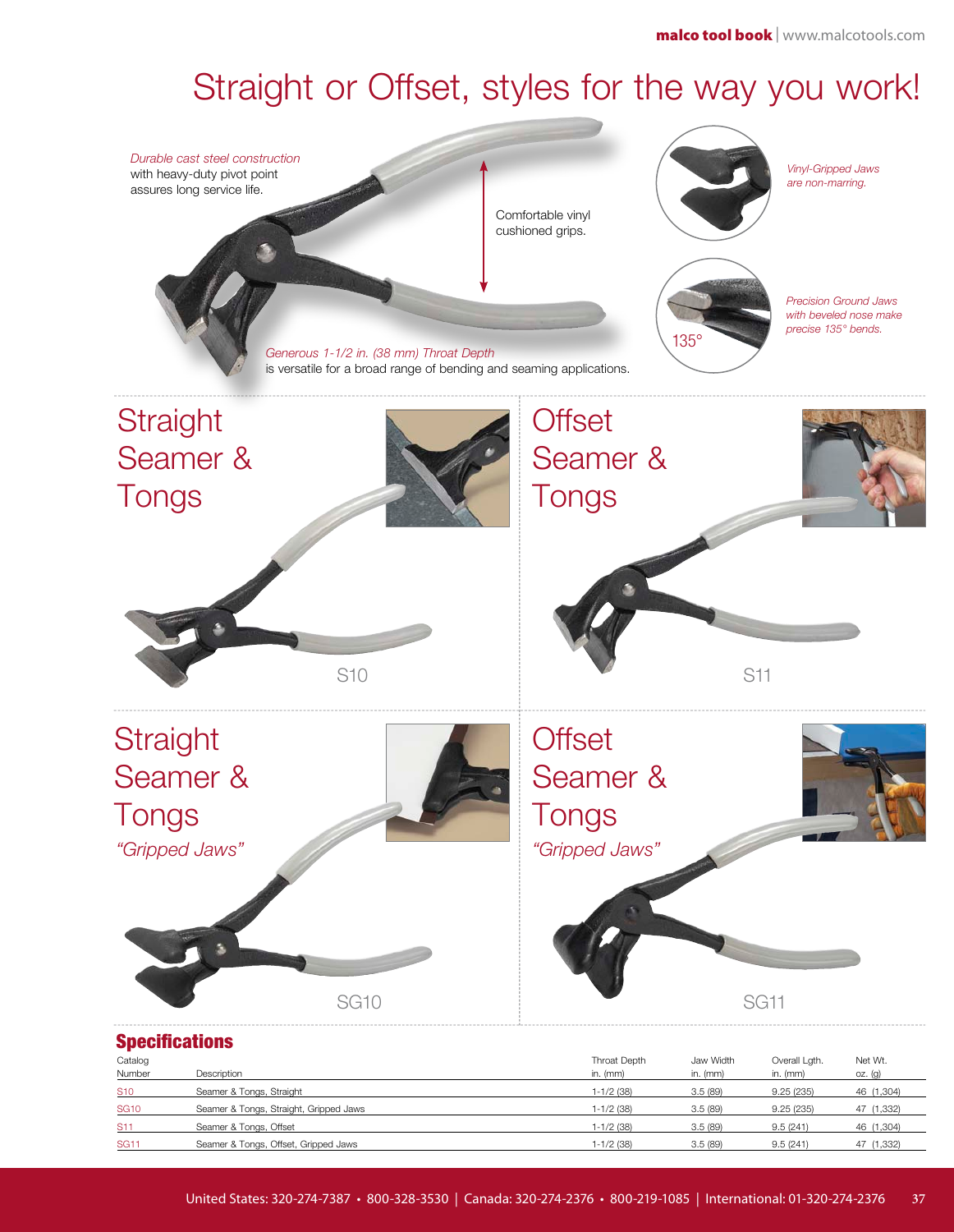# Straight or Offset, styles for the way you work!

*Durable cast steel construction* with heavy-duty pivot point assures long service life.

Comfortable vinyl cushioned grips.

*Generous 1-1/2 in. (38 mm) Throat Depth* is versatile for a broad range of bending and seaming applications.

*Vinyl-Gripped Jaws are non-marring.*

*Precision Ground Jaws with beveled nose make precise 135° bends.*

135°

## Straight Seamer & Tongs

S10

## Offset Seamer & Tongs

S11

## Straight Seamer & Tongs

*"Gripped Jaws"*

SG10

## Offset Seamer & Tongs

*"Gripped Jaws"*

SG11

## Specifications

| Catalog Number | Description | Throat Depth in. (mm) | Jaw Width in. (mm) | Overall Lgth. in. (mm) | Net Wt. oz. (g) |
|---|---|---|---|---|---|
| S10 | Seamer & Tongs, Straight | 1-1/2 (38) | 3.5 (89) | 9.25 (235) | 46 (1,304) |
| SG10 | Seamer & Tongs, Straight, Gripped Jaws | 1-1/2 (38) | 3.5 (89) | 9.25 (235) | 47 (1,332) |
| S11 | Seamer & Tongs, Offset | 1-1/2 (38) | 3.5 (89) | 9.5 (241) | 46 (1,304) |
| SG11 | Seamer & Tongs, Offset, Gripped Jaws | 1-1/2 (38) | 3.5 (89) | 9.5 (241) | 47 (1,332) |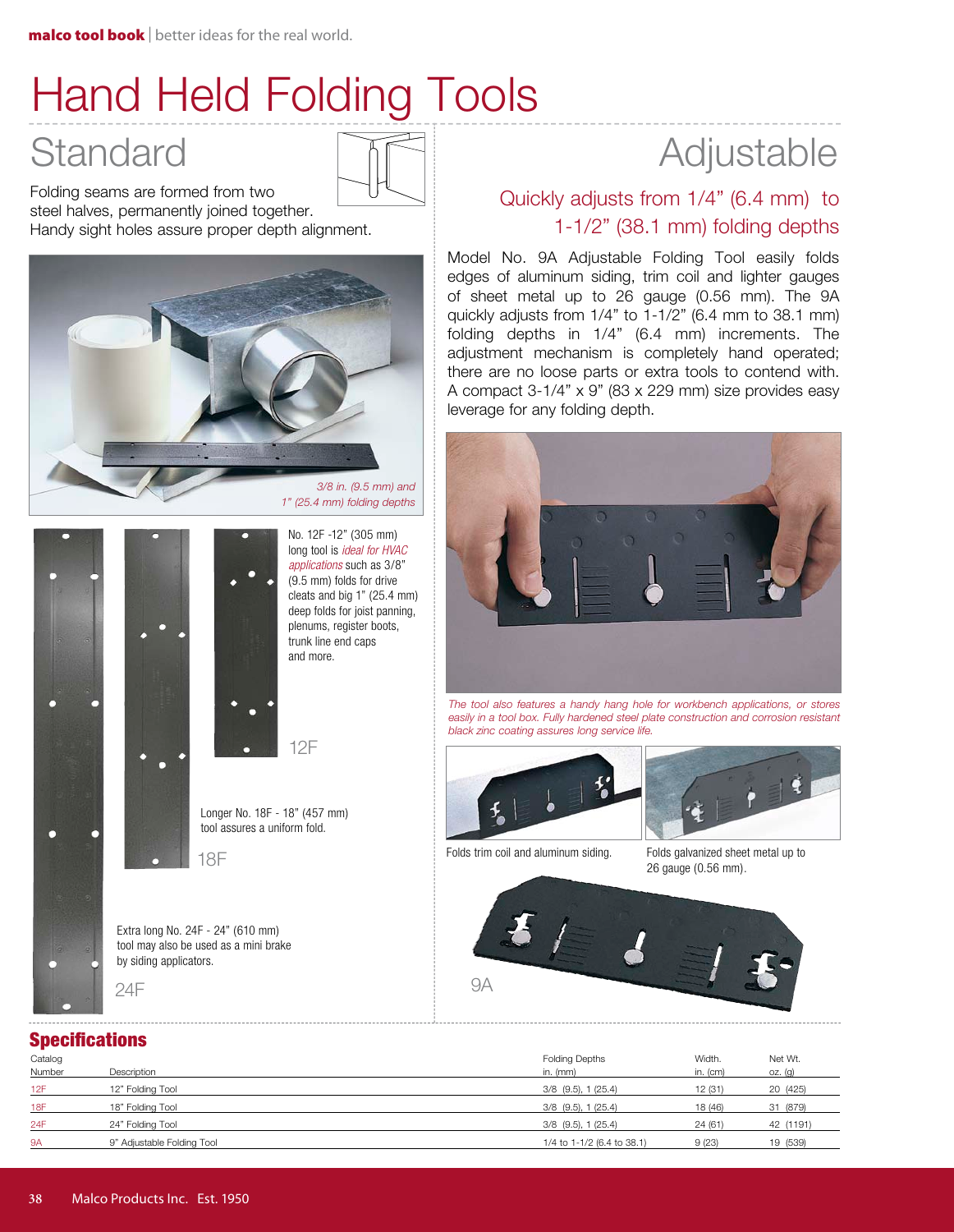# Hand Held Folding Tools

## Standard

Folding seams are formed from two steel halves, permanently joined together. Handy sight holes assure proper depth alignment.

*3/8 in. (9.5 mm) and 1" (25.4 mm) folding depths*

No. 12F -12" (305 mm) long tool is *ideal for HVAC applications* such as 3/8" (9.5 mm) folds for drive cleats and big 1" (25.4 mm) deep folds for joist panning, plenums, register boots, trunk line end caps and more.

12F

Longer No. 18F - 18" (457 mm) tool assures a uniform fold.

18F

Extra long No. 24F - 24" (610 mm) tool may also be used as a mini brake by siding applicators.

24F

## Adjustable

### Quickly adjusts from 1/4" (6.4 mm) to 1-1/2" (38.1 mm) folding depths

Model No. 9A Adjustable Folding Tool easily folds edges of aluminum siding, trim coil and lighter gauges of sheet metal up to 26 gauge (0.56 mm). The 9A quickly adjusts from 1/4" to 1-1/2" (6.4 mm to 38.1 mm) folding depths in 1/4" (6.4 mm) increments. The adjustment mechanism is completely hand operated; there are no loose parts or extra tools to contend with. A compact 3-1/4" x 9" (83 x 229 mm) size provides easy leverage for any folding depth.

*The tool also features a handy hang hole for workbench applications, or stores easily in a tool box. Fully hardened steel plate construction and corrosion resistant black zinc coating assures long service life.*

Folds trim coil and aluminum siding.

Folds galvanized sheet metal up to 26 gauge (0.56 mm).

9A

## Specifications

| Catalog Number | Description | Folding Depths in. (mm) | Width. in. (cm) | Net Wt. oz. (g) |
|---|---|---|---|---|
| 12F | 12" Folding Tool | 3/8 (9.5), 1 (25.4) | 12 (31) | 20 (425) |
| 18F | 18" Folding Tool | 3/8 (9.5), 1 (25.4) | 18 (46) | 31 (879) |
| 24F | 24" Folding Tool | 3/8 (9.5), 1 (25.4) | 24 (61) | 42 (1191) |
| 9A | 9" Adjustable Folding Tool | 1/4 to 1-1/2 (6.4 to 38.1) | 9 (23) | 19 (539) |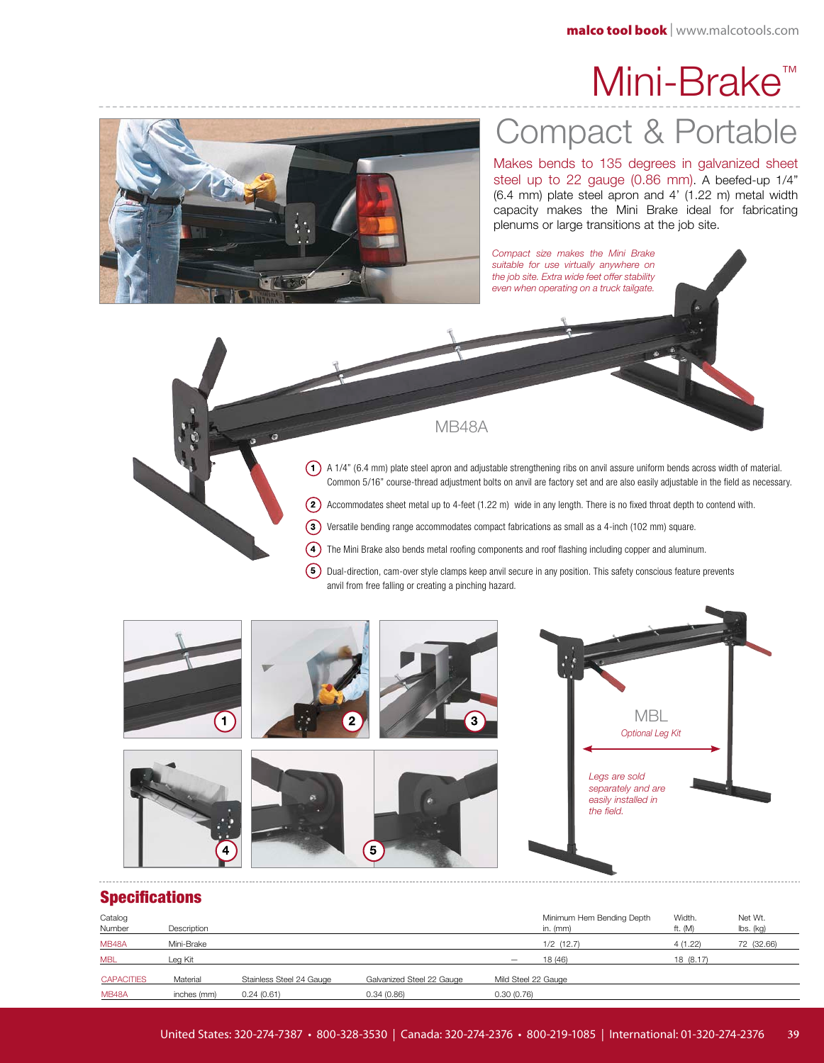# Mini-Brake™

## Compact & Portable

Makes bends to 135 degrees in galvanized sheet steel up to 22 gauge (0.86 mm). A beefed-up 1/4" (6.4 mm) plate steel apron and 4' (1.22 m) metal width capacity makes the Mini Brake ideal for fabricating plenums or large transitions at the job site.

*Compact size makes the Mini Brake suitable for use virtually anywhere on the job site. Extra wide feet offer stability even when operating on a truck tailgate.*

MB48A

1. A 1/4" (6.4 mm) plate steel apron and adjustable strengthening ribs on anvil assure uniform bends across width of material. Common 5/16" course-thread adjustment bolts on anvil are factory set and are also easily adjustable in the field as necessary.
2. Accommodates sheet metal up to 4-feet (1.22 m) wide in any length. There is no fixed throat depth to contend with.
3. Versatile bending range accommodates compact fabrications as small as a 4-inch (102 mm) square.
4. The Mini Brake also bends metal roofing components and roof flashing including copper and aluminum.
5. Dual-direction, cam-over style clamps keep anvil secure in any position. This safety conscious feature prevents anvil from free falling or creating a pinching hazard.

MBL

*Optional Leg Kit*

*Legs are sold separately and are easily installed in the field.*

## Specifications

| Catalog Number | Description | Minimum Hem Bending Depth in. (MM) | Width. ft. (M) | Net Wt. lbs. (kg) |
|---|---|---|---|---|
| MB48A | Mini-Brake | 1/2 (12.7) | 4 (1.22) | 72 (32.66) |
| MBL | Leg Kit | — | 18 (46) | 18 (8.17) |

| CAPACITIES | Material | Stainless Steel 24 Gauge | Galvanized Steel 22 Gauge | Mild Steel 22 Gauge |
|---|---|---|---|---|
| MB48A | inches (mm) | 0.24 (0.61) | 0.34 (0.86) | 0.30 (0.76) |

United States: 320-274-7387 • 800-328-3530 | Canada: 320-274-2376 • 800-219-1085 | International: 01-320-274-2376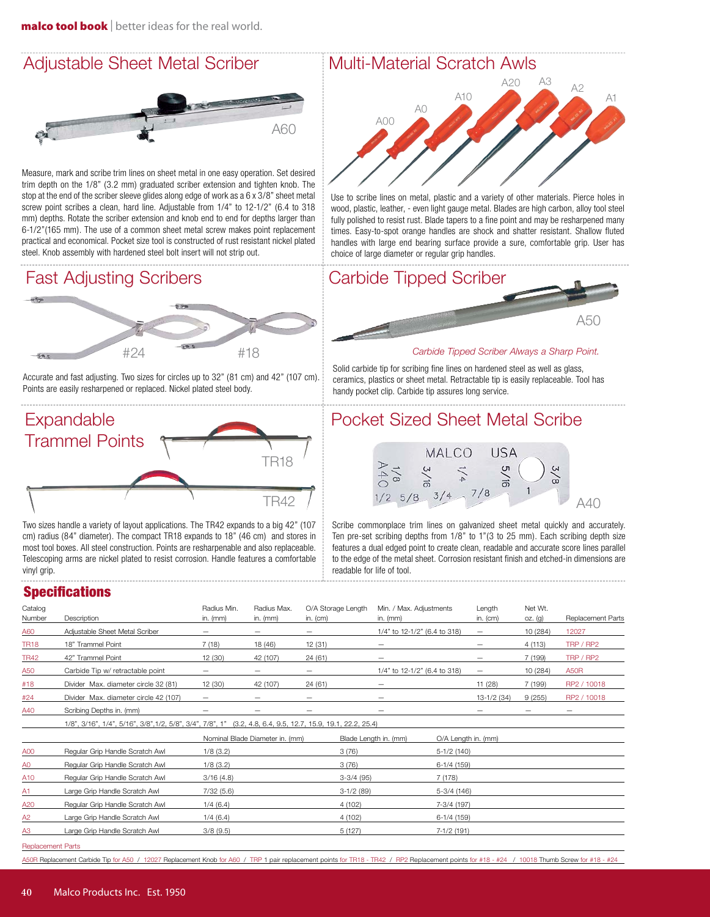## Adjustable Sheet Metal Scriber

A60

Measure, mark and scribe trim lines on sheet metal in one easy operation. Set desired trim depth on the 1/8" (3.2 mm) graduated scriber extension and tighten knob. The stop at the end of the scriber sleeve glides along edge of work as a 6 x 3/8" sheet metal screw point scribes a clean, hard line. Adjustable from 1/4" to 12-1/2" (6.4 to 318 mm) depths. Rotate the scriber extension and knob end to end for depths larger than 6-1/2"(165 mm). The use of a common sheet metal screw makes point replacement practical and economical. Pocket size tool is constructed of rust resistant nickel plated steel. Knob assembly with hardened steel bolt insert will not strip out.

## Multi-Material Scratch Awls

A00 A0 A10 A20 A3 A2 A1

Use to scribe lines on metal, plastic and a variety of other materials. Pierce holes in wood, plastic, leather, - even light gauge metal. Blades are high carbon, alloy tool steel fully polished to resist rust. Blade tapers to a fine point and may be resharpened many times. Easy-to-spot orange handles are shock and shatter resistant. Shallow fluted handles with large end bearing surface provide a sure, comfortable grip. User has choice of large diameter or regular grip handles.

## Fast Adjusting Scribers

#24 #18

Accurate and fast adjusting. Two sizes for circles up to 32" (81 cm) and 42" (107 cm). Points are easily resharpened or replaced. Nickel plated steel body.

## Carbide Tipped Scriber

A50

*Carbide Tipped Scriber Always a Sharp Point.*

Solid carbide tip for scribing fine lines on hardened steel as well as glass, ceramics, plastics or sheet metal. Retractable tip is easily replaceable. Tool has handy pocket clip. Carbide tip assures long service.

## Expandable Trammel Points

TR18 TR42

Two sizes handle a variety of layout applications. The TR42 expands to a big 42" (107 cm) radius (84" diameter). The compact TR18 expands to 18" (46 cm) and stores in most tool boxes. All steel construction. Points are resharpenable and also replaceable. Telescoping arms are nickel plated to resist corrosion. Handle features a comfortable vinyl grip.

## Pocket Sized Sheet Metal Scribe

A40

Scribe commonplace trim lines on galvanized sheet metal quickly and accurately. Ten pre-set scribing depths from 1/8" to 1"(3 to 25 mm). Each scribing depth size features a dual edged point to create clean, readable and accurate score lines parallel to the edge of the metal sheet. Corrosion resistant finish and etched-in dimensions are readable for life of tool.

## Specifications

| Catalog Number | Description | Radius Min. in. (mm) | Radius Max. in. (mm) | O/A Storage Length in. (cm) | Min. / Max. Adjustments in. (mm) | Length in. (cm) | Net Wt. oz. (g) | Replacement Parts |
|---|---|---|---|---|---|---|---|---|
| A60 | Adjustable Sheet Metal Scriber | — | — | — | 1/4" to 12-1/2" (6.4 to 318) | — | 10 (284) | 12027 |
| TR18 | 18" Trammel Point | 7 (18) | 18 (46) | 12 (31) | — | — | 4 (113) | TRP / RP2 |
| TR42 | 42" Trammel Point | 12 (30) | 42 (107) | 24 (61) | — | — | 7 (199) | TRP / RP2 |
| A50 | Carbide Tip w/ retractable point | — | — | — | 1/4" to 12-1/2" (6.4 to 318) | — | 10 (284) | A50R |
| #18 | Divider Max. diameter circle 32 (81) | 12 (30) | 42 (107) | 24 (61) | — | 11 (28) | 7 (199) | RP2 / 10018 |
| #24 | Divider Max. diameter circle 42 (107) | — | — | — | — | 13-1/2 (34) | 9 (255) | RP2 / 10018 |
| A40 | Scribing Depths in. (mm) | — | — | — | — | — | — | — |
| | 1/8", 3/16", 1/4", 5/16", 3/8",1/2, 5/8", 3/4", 7/8", 1" (3.2, 4.8, 6.4, 9.5, 12.7, 15.9, 19.1, 22.2, 25.4) | | | | | | | |

| | | Nominal Blade Diameter in. (mm) | Blade Length in. (mm) | O/A Length in. (mm) |
|---|---|---|---|---|
| A00 | Regular Grip Handle Scratch Awl | 1/8 (3.2) | 3 (76) | 5-1/2 (140) |
| A0 | Regular Grip Handle Scratch Awl | 1/8 (3.2) | 3 (76) | 6-1/4 (159) |
| A10 | Regular Grip Handle Scratch Awl | 3/16 (4.8) | 3-3/4 (95) | 7 (178) |
| A1 | Large Grip Handle Scratch Awl | 7/32 (5.6) | 3-1/2 (89) | 5-3/4 (146) |
| A20 | Regular Grip Handle Scratch Awl | 1/4 (6.4) | 4 (102) | 7-3/4 (197) |
| A2 | Large Grip Handle Scratch Awl | 1/4 (6.4) | 4 (102) | 6-1/4 (159) |
| A3 | Large Grip Handle Scratch Awl | 3/8 (9.5) | 5 (127) | 7-1/2 (191) |

Replacement Parts

A50R Replacement Carbide Tip for A50 / 12027 Replacement Knob for A60 / TRP 1 pair replacement points for TR18 - TR42 / RP2 Replacement points for #18 - #24 / 10018 Thumb Screw for #18 - #24